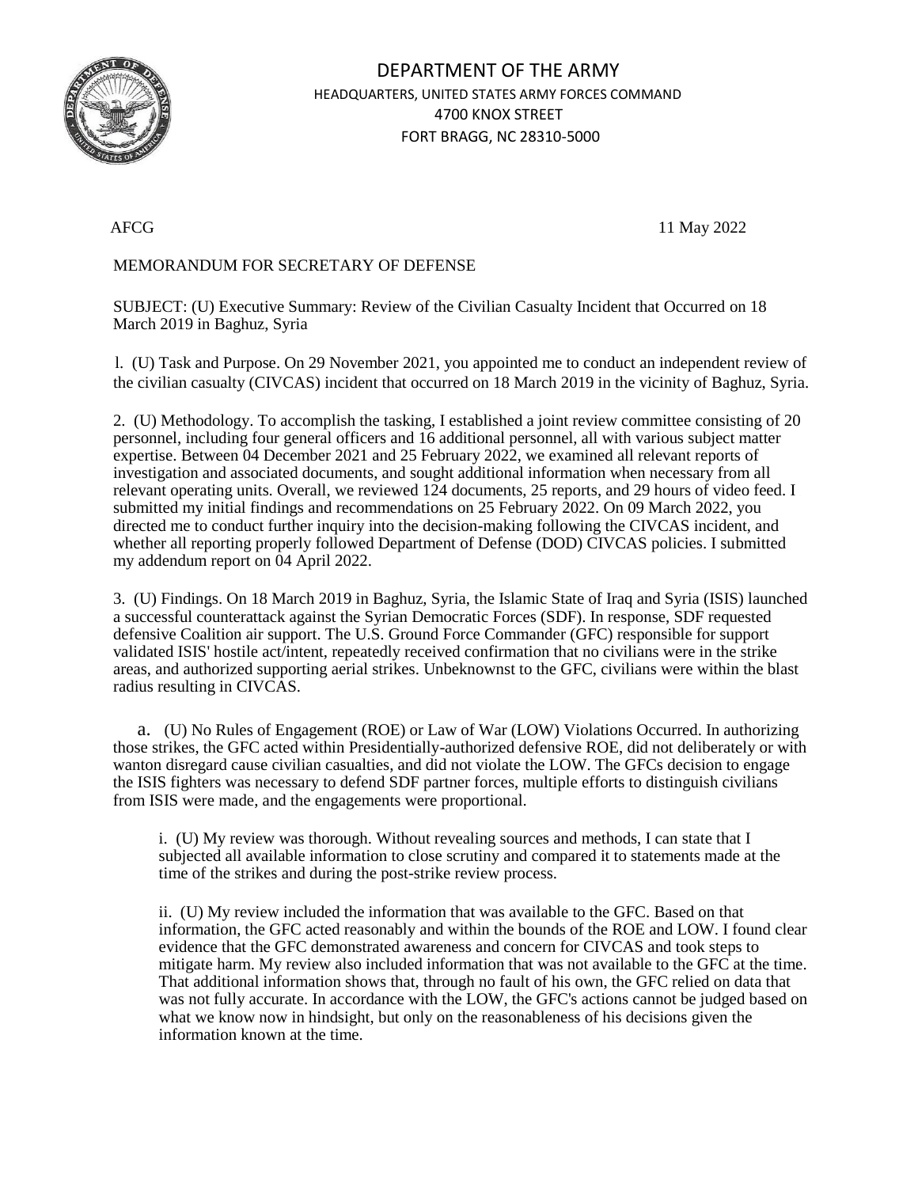# DEPARTMENT OF THE ARMY

HEADQUARTERS, UNITED STATES ARMY FORCES COMMAND
4700 KNOX STREET
FORT BRAGG, NC 28310-5000

AFCG 11 May 2022

MEMORANDUM FOR SECRETARY OF DEFENSE

SUBJECT: (U) Executive Summary: Review of the Civilian Casualty Incident that Occurred on 18 March 2019 in Baghuz, Syria

1. (U) Task and Purpose. On 29 November 2021, you appointed me to conduct an independent review of the civilian casualty (CIVCAS) incident that occurred on 18 March 2019 in the vicinity of Baghuz, Syria.

2. (U) Methodology. To accomplish the tasking, I established a joint review committee consisting of 20 personnel, including four general officers and 16 additional personnel, all with various subject matter expertise. Between 04 December 2021 and 25 February 2022, we examined all relevant reports of investigation and associated documents, and sought additional information when necessary from all relevant operating units. Overall, we reviewed 124 documents, 25 reports, and 29 hours of video feed. I submitted my initial findings and recommendations on 25 February 2022. On 09 March 2022, you directed me to conduct further inquiry into the decision-making following the CIVCAS incident, and whether all reporting properly followed Department of Defense (DOD) CIVCAS policies. I submitted my addendum report on 04 April 2022.

3. (U) Findings. On 18 March 2019 in Baghuz, Syria, the Islamic State of Iraq and Syria (ISIS) launched a successful counterattack against the Syrian Democratic Forces (SDF). In response, SDF requested defensive Coalition air support. The U.S. Ground Force Commander (GFC) responsible for support validated ISIS' hostile act/intent, repeatedly received confirmation that no civilians were in the strike areas, and authorized supporting aerial strikes. Unbeknownst to the GFC, civilians were within the blast radius resulting in CIVCAS.

a. (U) No Rules of Engagement (ROE) or Law of War (LOW) Violations Occurred. In authorizing those strikes, the GFC acted within Presidentially-authorized defensive ROE, did not deliberately or with wanton disregard cause civilian casualties, and did not violate the LOW. The GFCs decision to engage the ISIS fighters was necessary to defend SDF partner forces, multiple efforts to distinguish civilians from ISIS were made, and the engagements were proportional.

i. (U) My review was thorough. Without revealing sources and methods, I can state that I subjected all available information to close scrutiny and compared it to statements made at the time of the strikes and during the post-strike review process.

ii. (U) My review included the information that was available to the GFC. Based on that information, the GFC acted reasonably and within the bounds of the ROE and LOW. I found clear evidence that the GFC demonstrated awareness and concern for CIVCAS and took steps to mitigate harm. My review also included information that was not available to the GFC at the time. That additional information shows that, through no fault of his own, the GFC relied on data that was not fully accurate. In accordance with the LOW, the GFC's actions cannot be judged based on what we know now in hindsight, but only on the reasonableness of his decisions given the information known at the time.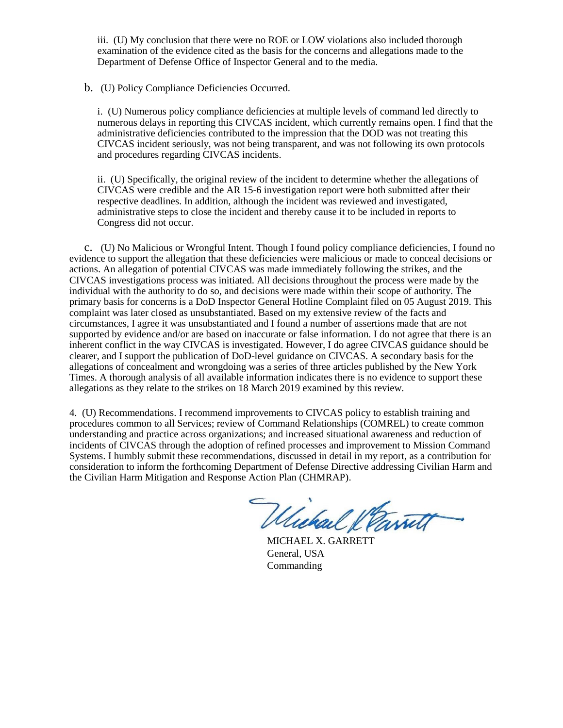iii. (U) My conclusion that there were no ROE or LOW violations also included thorough examination of the evidence cited as the basis for the concerns and allegations made to the Department of Defense Office of Inspector General and to the media.

b. (U) Policy Compliance Deficiencies Occurred.

i. (U) Numerous policy compliance deficiencies at multiple levels of command led directly to numerous delays in reporting this CIVCAS incident, which currently remains open. I find that the administrative deficiencies contributed to the impression that the DOD was not treating this CIVCAS incident seriously, was not being transparent, and was not following its own protocols and procedures regarding CIVCAS incidents.

ii. (U) Specifically, the original review of the incident to determine whether the allegations of CIVCAS were credible and the AR 15-6 investigation report were both submitted after their respective deadlines. In addition, although the incident was reviewed and investigated, administrative steps to close the incident and thereby cause it to be included in reports to Congress did not occur.

c. (U) No Malicious or Wrongful Intent. Though I found policy compliance deficiencies, I found no evidence to support the allegation that these deficiencies were malicious or made to conceal decisions or actions. An allegation of potential CIVCAS was made immediately following the strikes, and the CIVCAS investigations process was initiated. All decisions throughout the process were made by the individual with the authority to do so, and decisions were made within their scope of authority. The primary basis for concerns is a DoD Inspector General Hotline Complaint filed on 05 August 2019. This complaint was later closed as unsubstantiated. Based on my extensive review of the facts and circumstances, I agree it was unsubstantiated and I found a number of assertions made that are not supported by evidence and/or are based on inaccurate or false information. I do not agree that there is an inherent conflict in the way CIVCAS is investigated. However, I do agree CIVCAS guidance should be clearer, and I support the publication of DoD-level guidance on CIVCAS. A secondary basis for the allegations of concealment and wrongdoing was a series of three articles published by the New York Times. A thorough analysis of all available information indicates there is no evidence to support these allegations as they relate to the strikes on 18 March 2019 examined by this review.

4. (U) Recommendations. I recommend improvements to CIVCAS policy to establish training and procedures common to all Services; review of Command Relationships (COMREL) to create common understanding and practice across organizations; and increased situational awareness and reduction of incidents of CIVCAS through the adoption of refined processes and improvement to Mission Command Systems. I humbly submit these recommendations, discussed in detail in my report, as a contribution for consideration to inform the forthcoming Department of Defense Directive addressing Civilian Harm and the Civilian Harm Mitigation and Response Action Plan (CHMRAP).

MICHAEL X. GARRETT
General, USA
Commanding